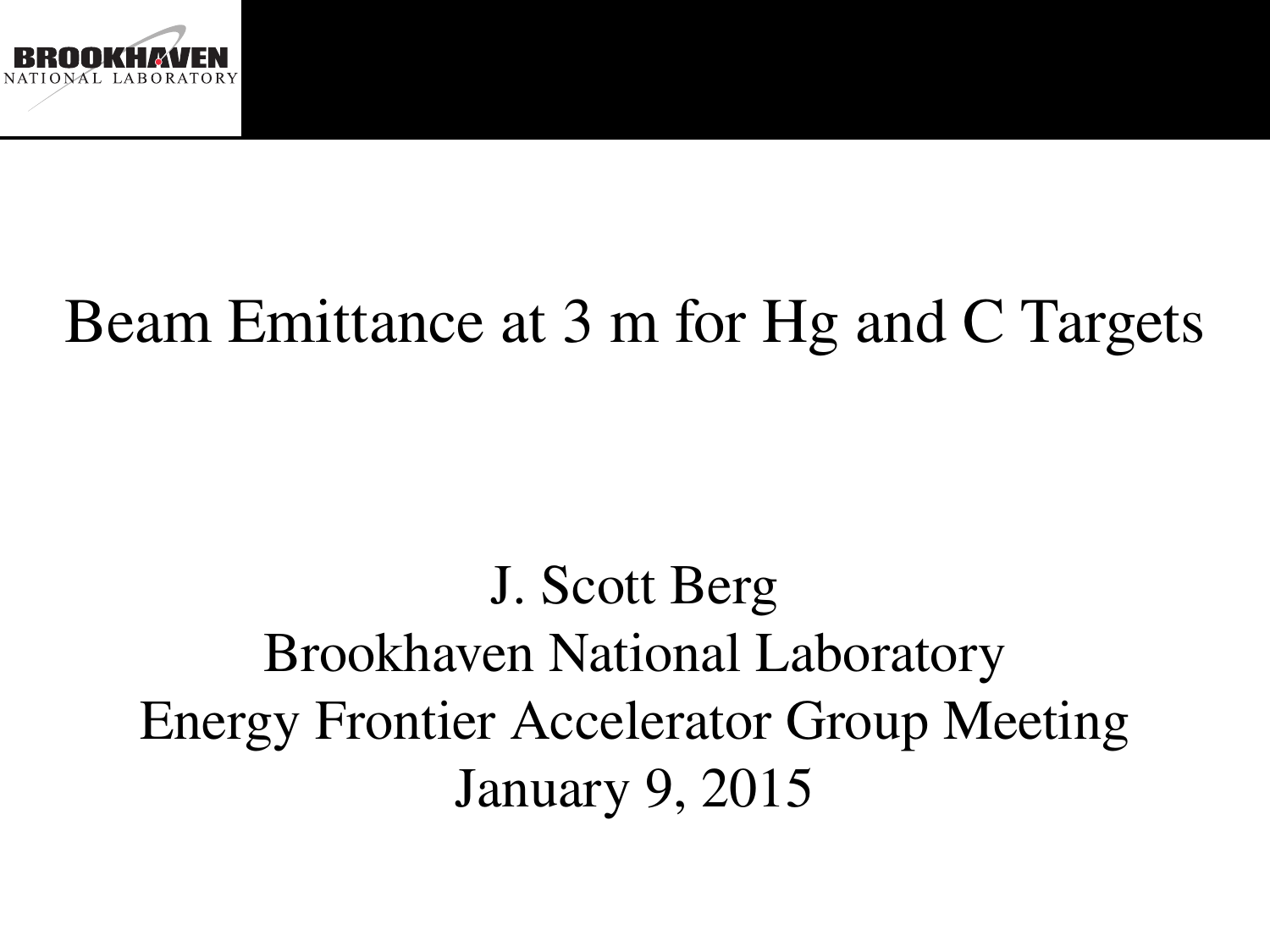# Beam Emittance at 3 m for Hg and C Targets

J. Scott Berg
Brookhaven National Laboratory
Energy Frontier Accelerator Group Meeting
January 9, 2015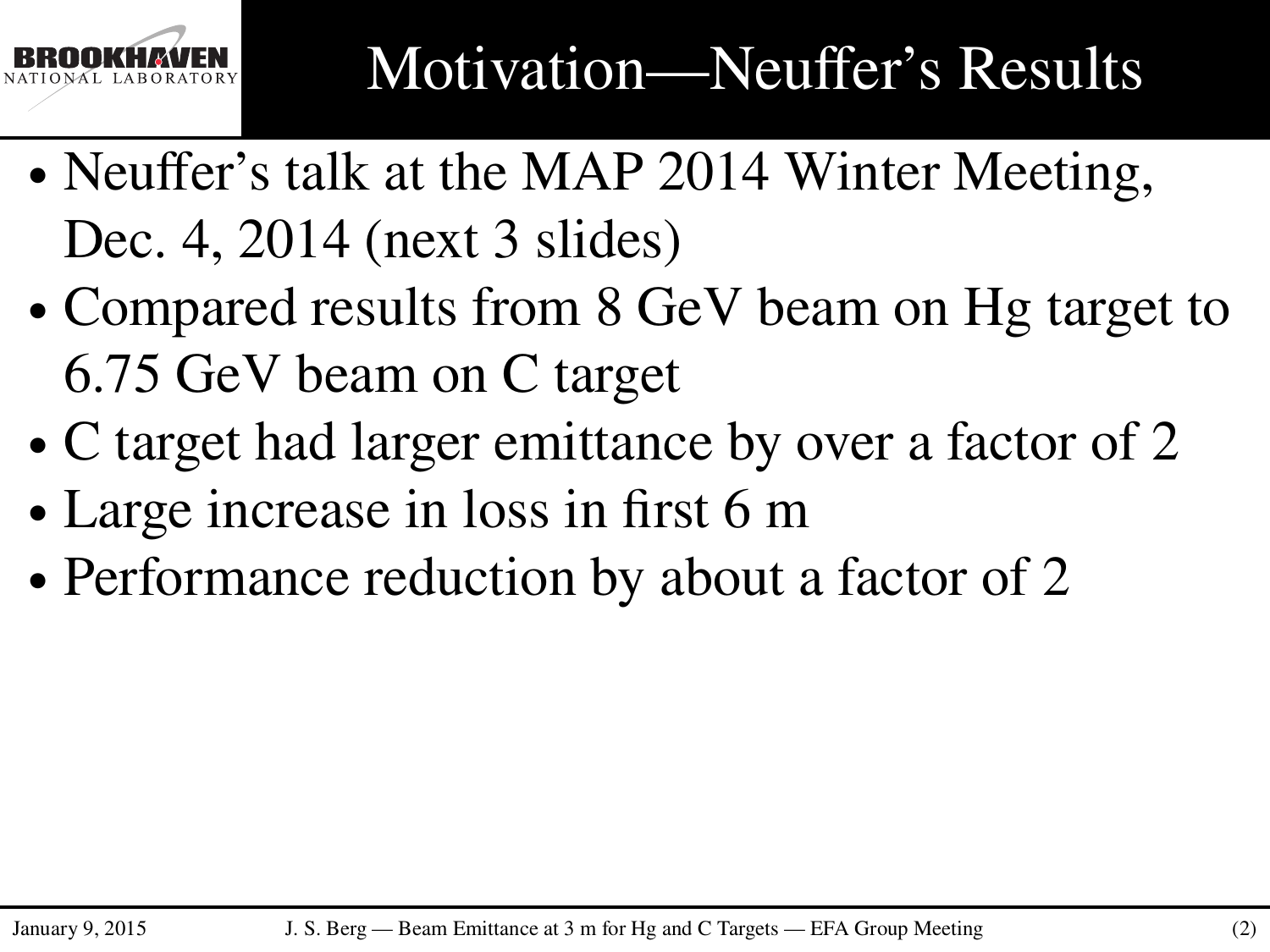# Motivation—Neuffer's Results

- Neuffer's talk at the MAP 2014 Winter Meeting, Dec. 4, 2014 (next 3 slides)
- Compared results from 8 GeV beam on Hg target to 6.75 GeV beam on C target
- C target had larger emittance by over a factor of 2
- Large increase in loss in first 6 m
- Performance reduction by about a factor of 2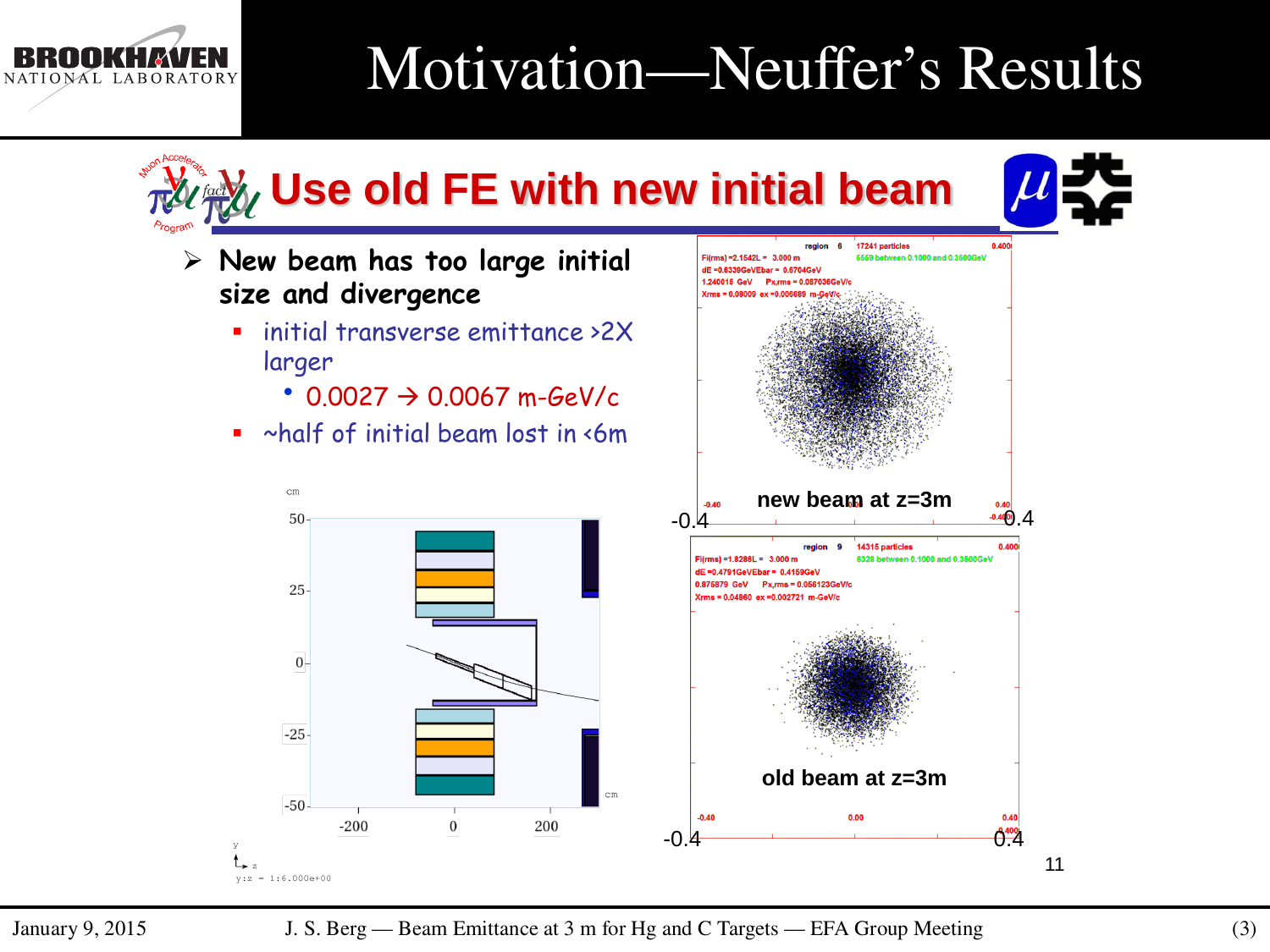# Motivation—Neuffer's Results

## Use old FE with new initial beam

- New beam has too large initial size and divergence
  - initial transverse emittance >2X larger
    - 0.0027 → 0.0067 m-GeV/c
  - ~half of initial beam lost in <6m

new beam at z=3m

old beam at z=3m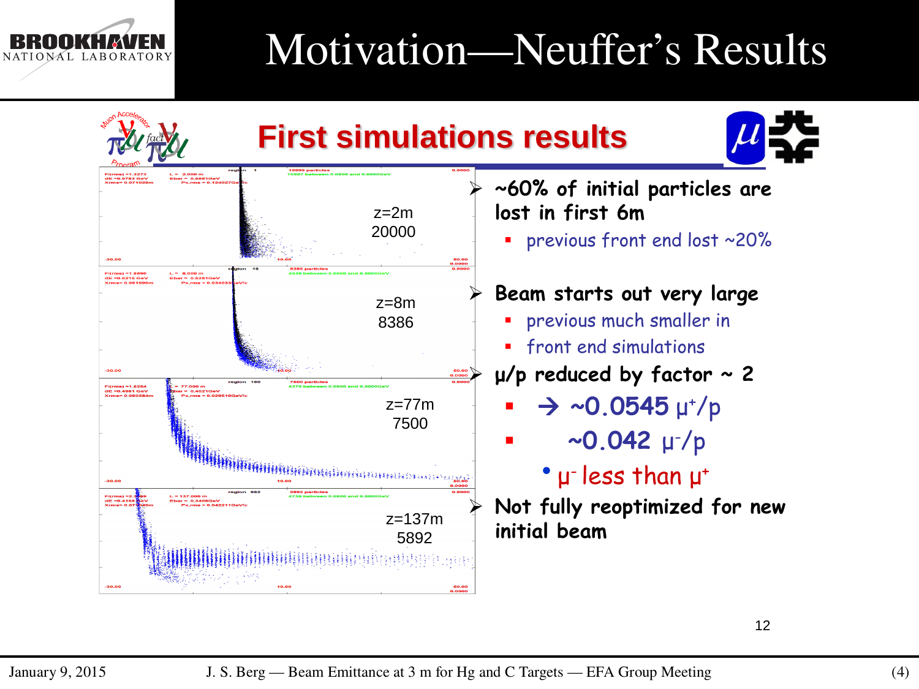# Motivation—Neuffer's Results

## First simulations results

z=2m
20000

z=8m
8386

z=77m
7500

z=137m
5892

- **~60% of initial particles are lost in first 6m**
  - previous front end lost ~20%
- **Beam starts out very large**
  - previous much smaller in
  - front end simulations
- **μ/p reduced by factor ~ 2**
  - → **~0.0545** $\mu^+/p$
  - **~0.042** $\mu^-/p$
    - $\mu^-$ less than $\mu^+$
- **Not fully reoptimized for new initial beam**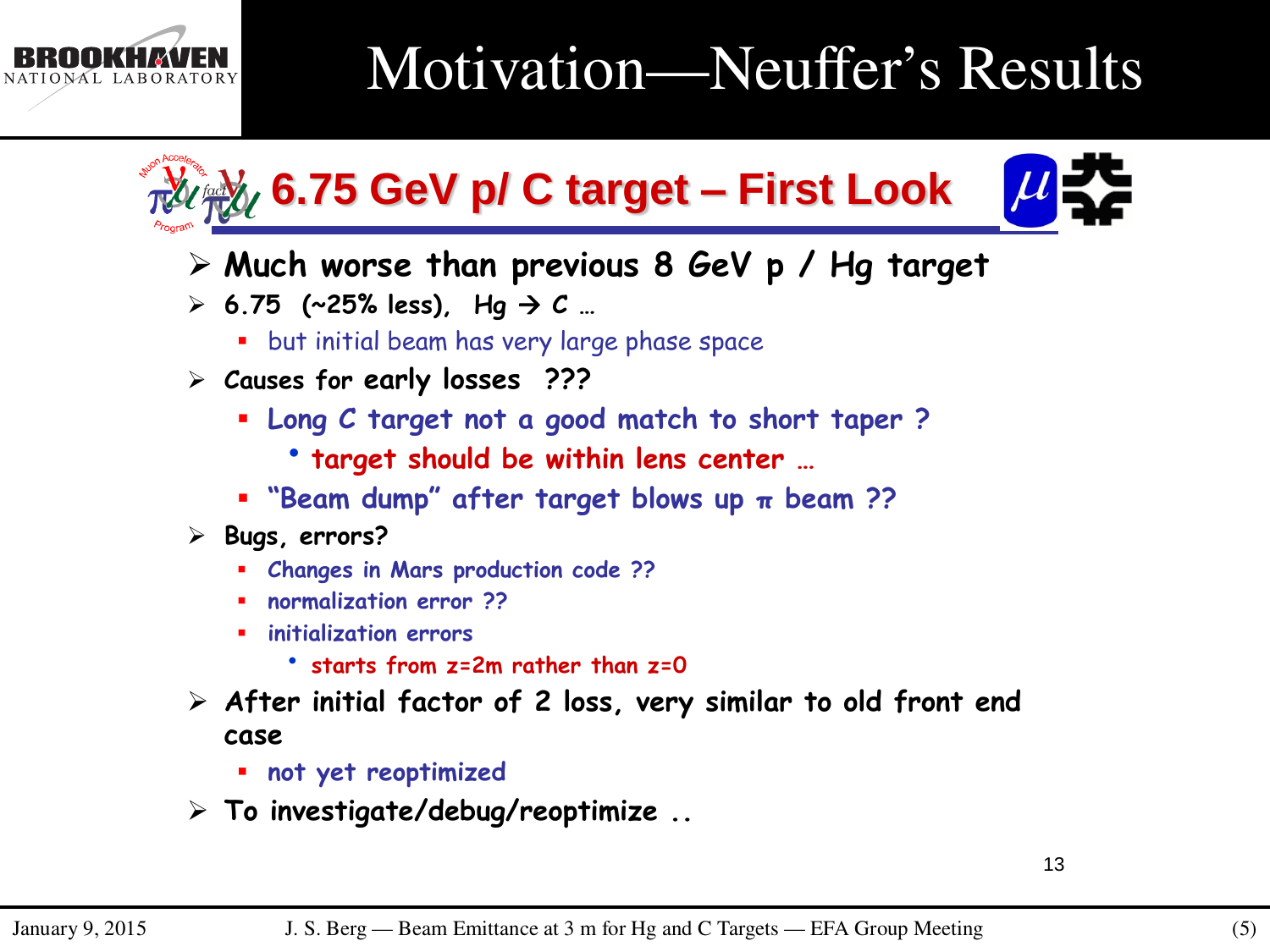# Motivation—Neuffer's Results

## 6.75 GeV p/ C target – First Look

- **Much worse than previous 8 GeV p / Hg target**
- **6.75 (~25% less), Hg → C …**
  - but initial beam has very large phase space
- **Causes for early losses ???**
  - Long C target not a good match to short taper ?
    - target should be within lens center …
  - "Beam dump" after target blows up $\pi$ beam ??
- **Bugs, errors?**
  - Changes in Mars production code ??
  - normalization error ??
  - initialization errors
    - starts from z=2m rather than z=0
- **After initial factor of 2 loss, very similar to old front end case**
  - not yet reoptimized
- **To investigate/debug/reoptimize ..**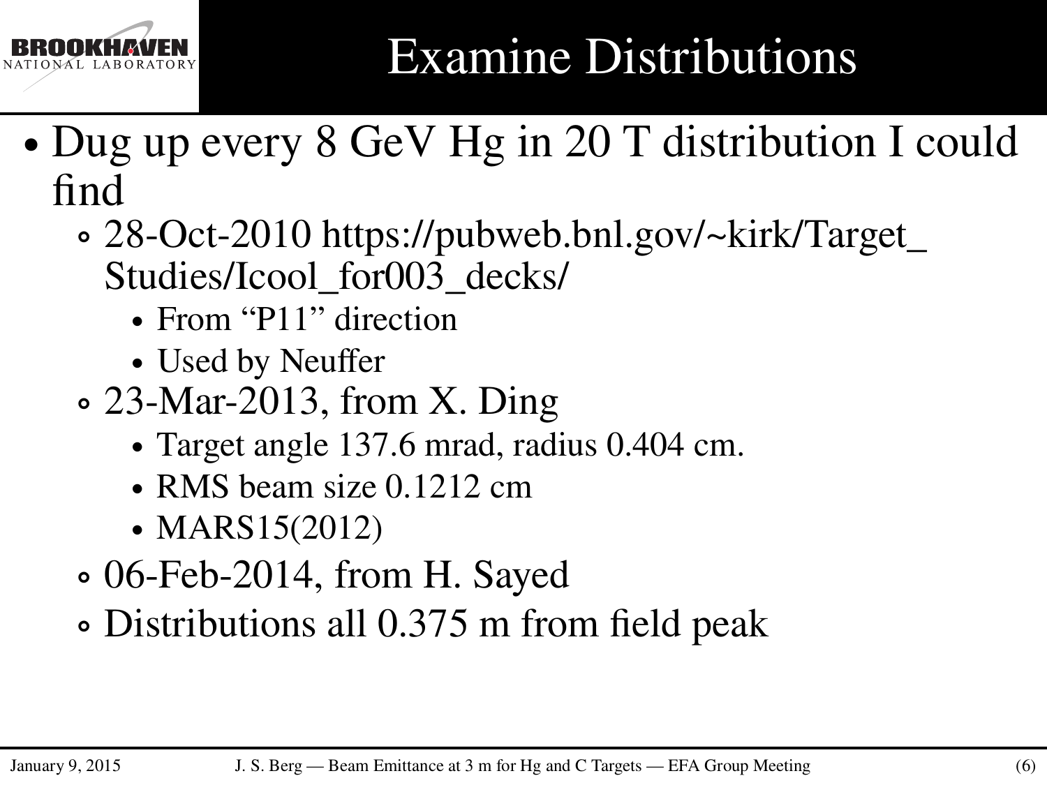# Examine Distributions

- Dug up every 8 GeV Hg in 20 T distribution I could find
  - 28-Oct-2010 https://pubweb.bnl.gov/~kirk/Target_Studies/Icool_for003_decks/
    - From "P11" direction
    - Used by Neuffer
  - 23-Mar-2013, from X. Ding
    - Target angle 137.6 mrad, radius 0.404 cm.
    - RMS beam size 0.1212 cm
    - MARS15(2012)
  - 06-Feb-2014, from H. Sayed
  - Distributions all 0.375 m from field peak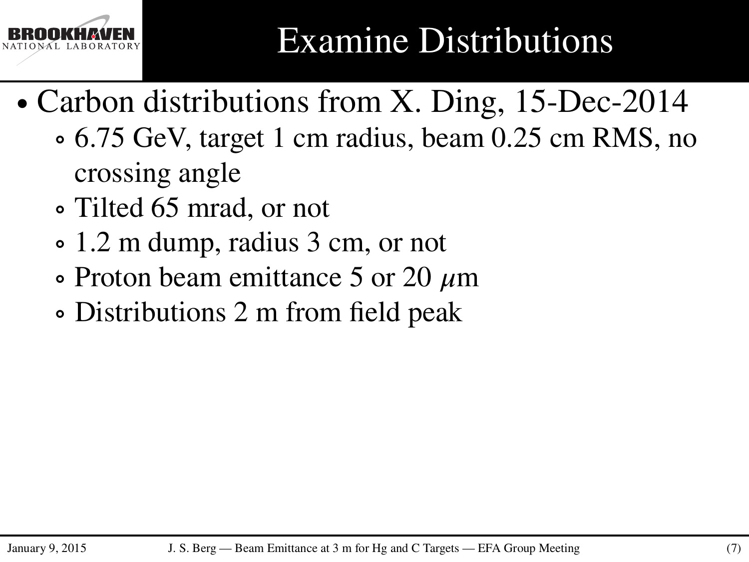# Examine Distributions

- Carbon distributions from X. Ding, 15-Dec-2014
  - 6.75 GeV, target 1 cm radius, beam 0.25 cm RMS, no crossing angle
  - Tilted 65 mrad, or not
  - 1.2 m dump, radius 3 cm, or not
  - Proton beam emittance 5 or 20 $\mu$m
  - Distributions 2 m from field peak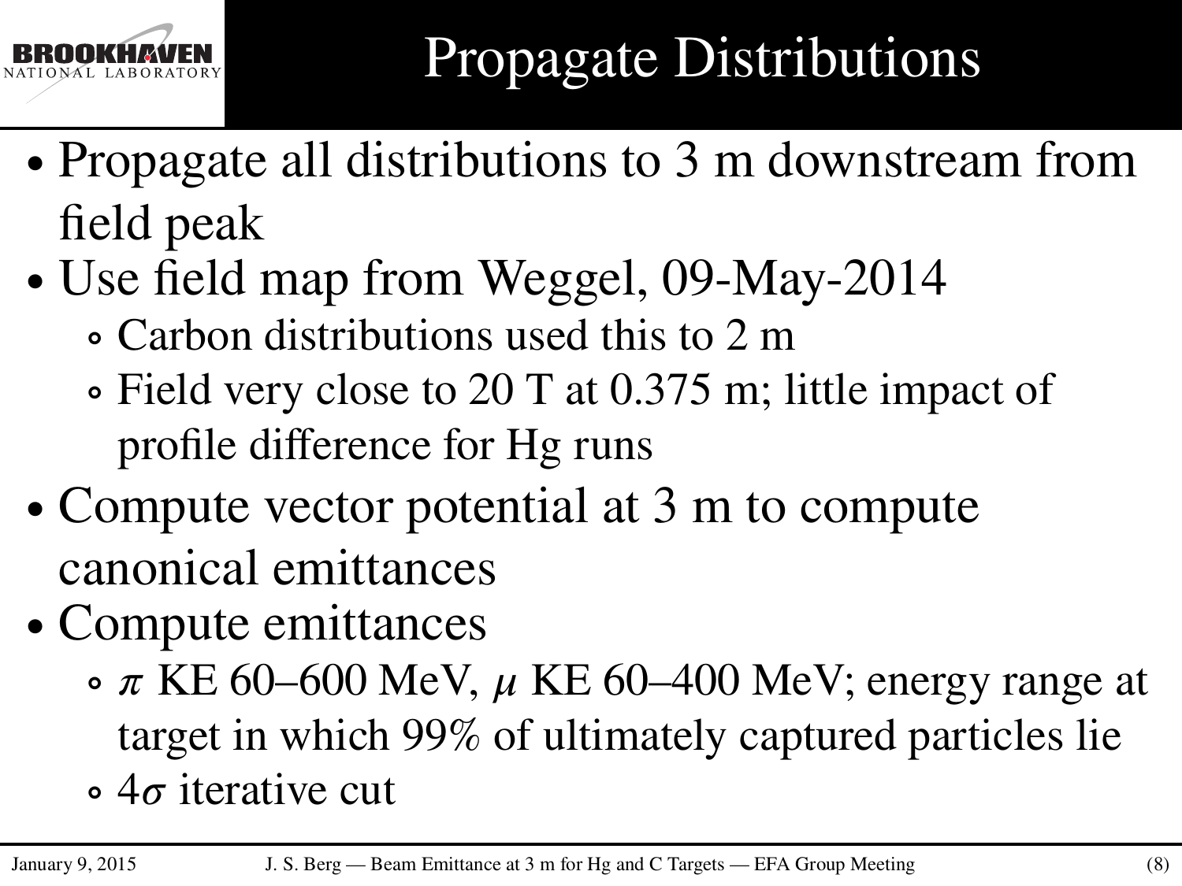# Propagate Distributions

- Propagate all distributions to 3 m downstream from field peak
- Use field map from Weggel, 09-May-2014
  - Carbon distributions used this to 2 m
  - Field very close to 20 T at 0.375 m; little impact of profile difference for Hg runs
- Compute vector potential at 3 m to compute canonical emittances
- Compute emittances
  - $\pi$ KE 60–600 MeV, $\mu$ KE 60–400 MeV; energy range at target in which 99% of ultimately captured particles lie
  - $4\sigma$ iterative cut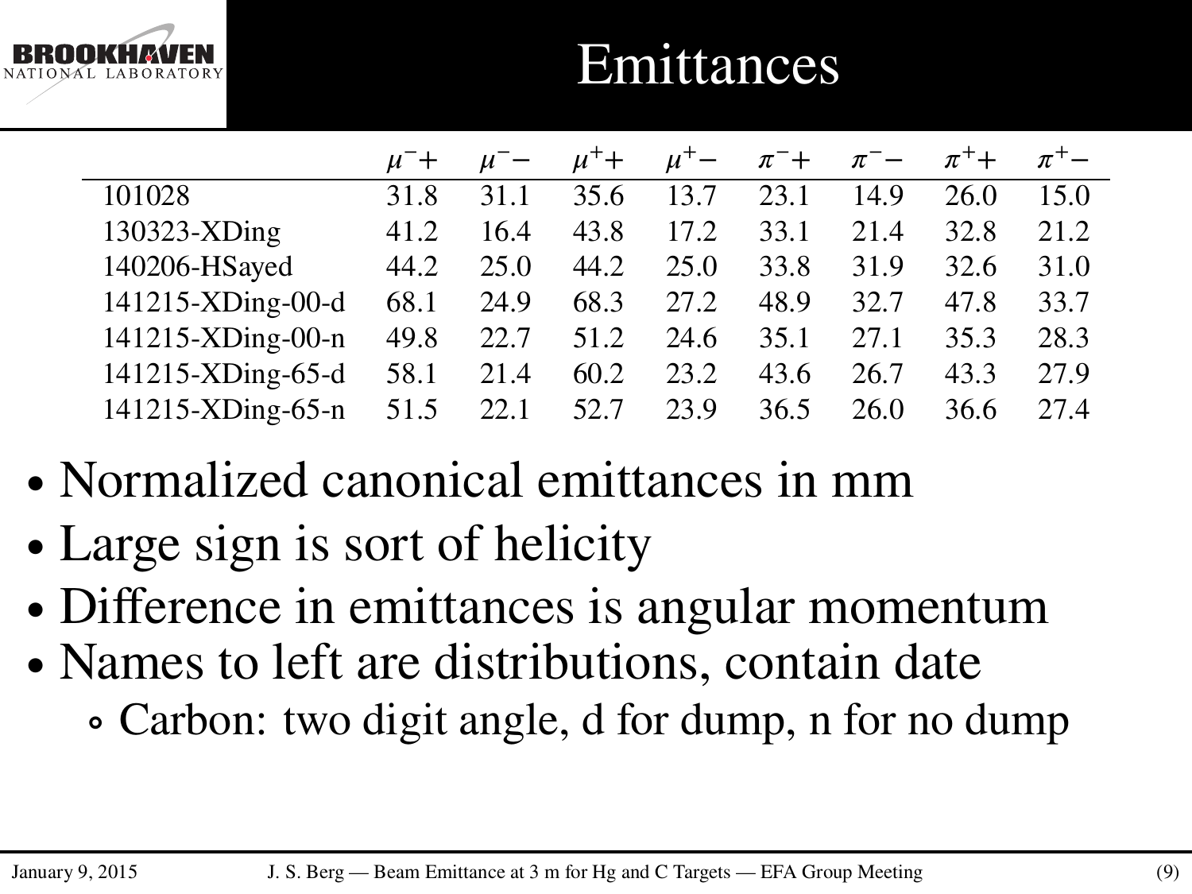# Emittances

| | $\mu^-+$ | $\mu^--$ | $\mu^++$ | $\mu^+-$ | $\pi^-+$ | $\pi^--$ | $\pi^++$ | $\pi^+-$ |
|---|---|---|---|---|---|---|---|---|
| 101028 | 31.8 | 31.1 | 35.6 | 13.7 | 23.1 | 14.9 | 26.0 | 15.0 |
| 130323-XDing | 41.2 | 16.4 | 43.8 | 17.2 | 33.1 | 21.4 | 32.8 | 21.2 |
| 140206-HSayed | 44.2 | 25.0 | 44.2 | 25.0 | 33.8 | 31.9 | 32.6 | 31.0 |
| 141215-XDing-00-d | 68.1 | 24.9 | 68.3 | 27.2 | 48.9 | 32.7 | 47.8 | 33.7 |
| 141215-XDing-00-n | 49.8 | 22.7 | 51.2 | 24.6 | 35.1 | 27.1 | 35.3 | 28.3 |
| 141215-XDing-65-d | 58.1 | 21.4 | 60.2 | 23.2 | 43.6 | 26.7 | 43.3 | 27.9 |
| 141215-XDing-65-n | 51.5 | 22.1 | 52.7 | 23.9 | 36.5 | 26.0 | 36.6 | 27.4 |

- Normalized canonical emittances in mm
- Large sign is sort of helicity
- Difference in emittances is angular momentum
- Names to left are distributions, contain date
  - Carbon: two digit angle, d for dump, n for no dump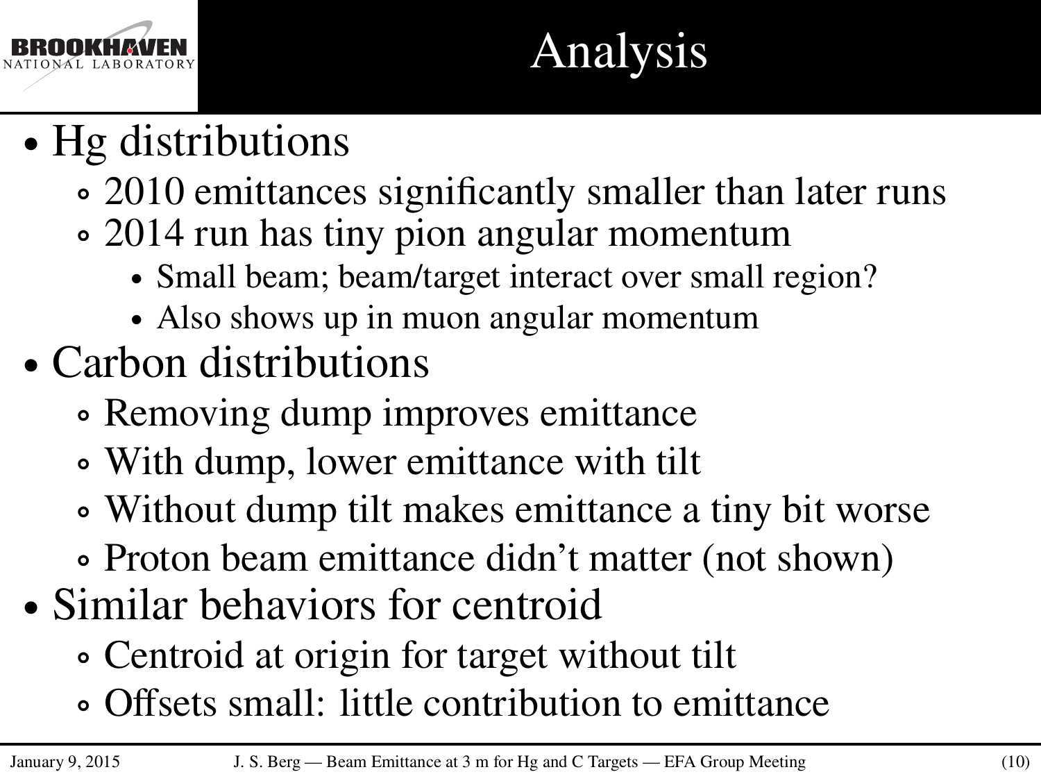# Analysis

- Hg distributions
  - 2010 emittances significantly smaller than later runs
  - 2014 run has tiny pion angular momentum
    - Small beam; beam/target interact over small region?
    - Also shows up in muon angular momentum
- Carbon distributions
  - Removing dump improves emittance
  - With dump, lower emittance with tilt
  - Without dump tilt makes emittance a tiny bit worse
  - Proton beam emittance didn't matter (not shown)
- Similar behaviors for centroid
  - Centroid at origin for target without tilt
  - Offsets small: little contribution to emittance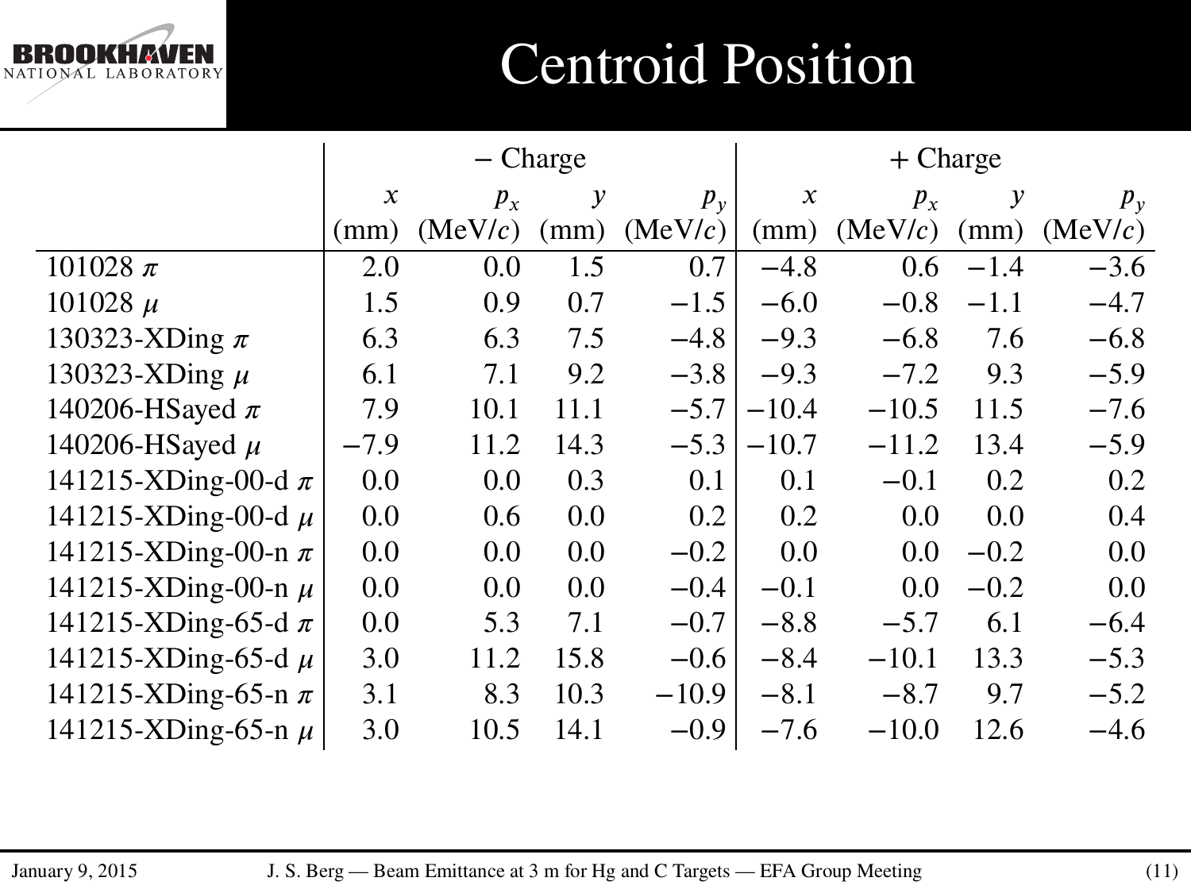# Centroid Position

| | − Charge | | | | + Charge | | | |
|---|---|---|---|---|---|---|---|---|
| | $x$ (mm) | $p_x$ (MeV/$c$) | $y$ (mm) | $p_y$ (MeV/$c$) | $x$ (mm) | $p_x$ (MeV/$c$) | $y$ (mm) | $p_y$ (MeV/$c$) |
| 101028 $\pi$ | 2.0 | 0.0 | 1.5 | 0.7 | −4.8 | 0.6 | −1.4 | −3.6 |
| 101028 $\mu$ | 1.5 | 0.9 | 0.7 | −1.5 | −6.0 | −0.8 | −1.1 | −4.7 |
| 130323-XDing $\pi$ | 6.3 | 6.3 | 7.5 | −4.8 | −9.3 | −6.8 | 7.6 | −6.8 |
| 130323-XDing $\mu$ | 6.1 | 7.1 | 9.2 | −3.8 | −9.3 | −7.2 | 9.3 | −5.9 |
| 140206-HSayed $\pi$ | 7.9 | 10.1 | 11.1 | −5.7 | −10.4 | −10.5 | 11.5 | −7.6 |
| 140206-HSayed $\mu$ | −7.9 | 11.2 | 14.3 | −5.3 | −10.7 | −11.2 | 13.4 | −5.9 |
| 141215-XDing-00-d $\pi$ | 0.0 | 0.0 | 0.3 | 0.1 | 0.1 | −0.1 | 0.2 | 0.2 |
| 141215-XDing-00-d $\mu$ | 0.0 | 0.6 | 0.0 | 0.2 | 0.2 | 0.0 | 0.0 | 0.4 |
| 141215-XDing-00-n $\pi$ | 0.0 | 0.0 | 0.0 | −0.2 | 0.0 | 0.0 | −0.2 | 0.0 |
| 141215-XDing-00-n $\mu$ | 0.0 | 0.0 | 0.0 | −0.4 | −0.1 | 0.0 | −0.2 | 0.0 |
| 141215-XDing-65-d $\pi$ | 0.0 | 5.3 | 7.1 | −0.7 | −8.8 | −5.7 | 6.1 | −6.4 |
| 141215-XDing-65-d $\mu$ | 3.0 | 11.2 | 15.8 | −0.6 | −8.4 | −10.1 | 13.3 | −5.3 |
| 141215-XDing-65-n $\pi$ | 3.1 | 8.3 | 10.3 | −10.9 | −8.1 | −8.7 | 9.7 | −5.2 |
| 141215-XDing-65-n $\mu$ | 3.0 | 10.5 | 14.1 | −0.9 | −7.6 | −10.0 | 12.6 | −4.6 |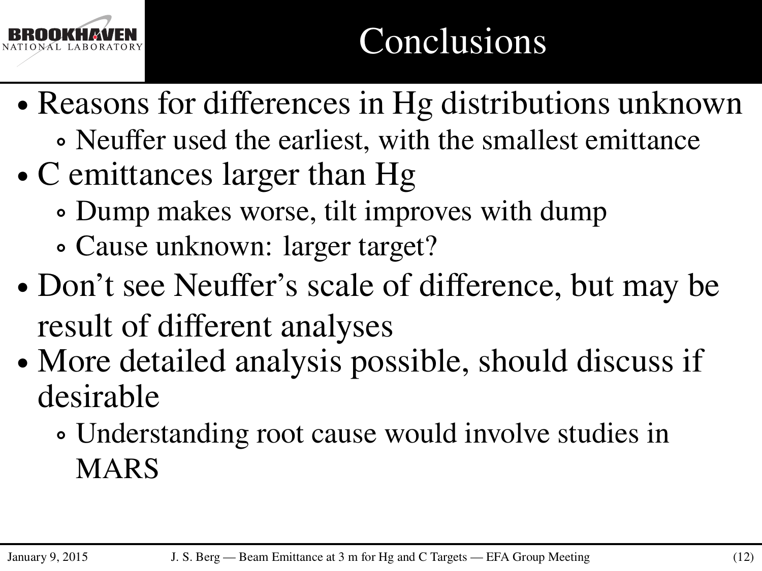# Conclusions

- Reasons for differences in Hg distributions unknown
  - Neuffer used the earliest, with the smallest emittance
- C emittances larger than Hg
  - Dump makes worse, tilt improves with dump
  - Cause unknown: larger target?
- Don't see Neuffer's scale of difference, but may be result of different analyses
- More detailed analysis possible, should discuss if desirable
  - Understanding root cause would involve studies in MARS